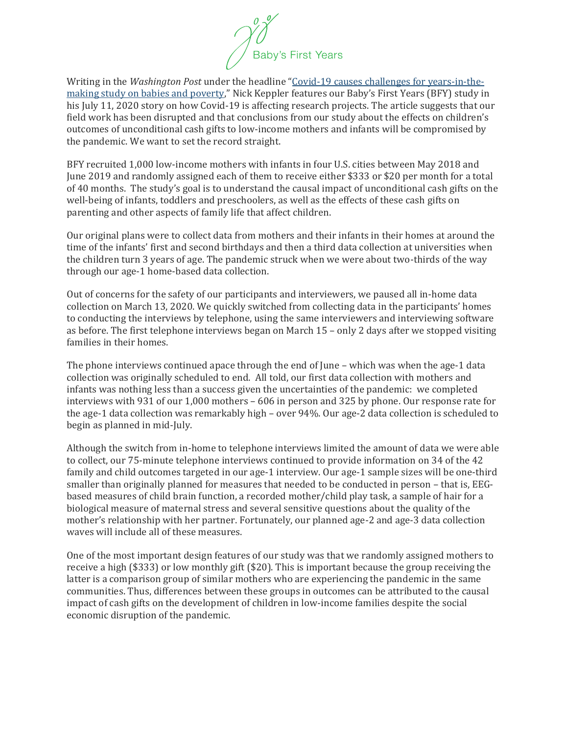Baby's First Years

Writing in the *Washington Post* under the headline "Covid-19 causes challenges for years-in-the-making study on babies and poverty," Nick Keppler features our Baby's First Years (BFY) study in his July 11, 2020 story on how Covid-19 is affecting research projects. The article suggests that our field work has been disrupted and that conclusions from our study about the effects on children's outcomes of unconditional cash gifts to low-income mothers and infants will be compromised by the pandemic. We want to set the record straight.

BFY recruited 1,000 low-income mothers with infants in four U.S. cities between May 2018 and June 2019 and randomly assigned each of them to receive either $333 or $20 per month for a total of 40 months. The study's goal is to understand the causal impact of unconditional cash gifts on the well-being of infants, toddlers and preschoolers, as well as the effects of these cash gifts on parenting and other aspects of family life that affect children.

Our original plans were to collect data from mothers and their infants in their homes at around the time of the infants' first and second birthdays and then a third data collection at universities when the children turn 3 years of age. The pandemic struck when we were about two-thirds of the way through our age-1 home-based data collection.

Out of concerns for the safety of our participants and interviewers, we paused all in-home data collection on March 13, 2020. We quickly switched from collecting data in the participants' homes to conducting the interviews by telephone, using the same interviewers and interviewing software as before. The first telephone interviews began on March 15 – only 2 days after we stopped visiting families in their homes.

The phone interviews continued apace through the end of June – which was when the age-1 data collection was originally scheduled to end. All told, our first data collection with mothers and infants was nothing less than a success given the uncertainties of the pandemic: we completed interviews with 931 of our 1,000 mothers – 606 in person and 325 by phone. Our response rate for the age-1 data collection was remarkably high – over 94%. Our age-2 data collection is scheduled to begin as planned in mid-July.

Although the switch from in-home to telephone interviews limited the amount of data we were able to collect, our 75-minute telephone interviews continued to provide information on 34 of the 42 family and child outcomes targeted in our age-1 interview. Our age-1 sample sizes will be one-third smaller than originally planned for measures that needed to be conducted in person – that is, EEG-based measures of child brain function, a recorded mother/child play task, a sample of hair for a biological measure of maternal stress and several sensitive questions about the quality of the mother's relationship with her partner. Fortunately, our planned age-2 and age-3 data collection waves will include all of these measures.

One of the most important design features of our study was that we randomly assigned mothers to receive a high ($333) or low monthly gift ($20). This is important because the group receiving the latter is a comparison group of similar mothers who are experiencing the pandemic in the same communities. Thus, differences between these groups in outcomes can be attributed to the causal impact of cash gifts on the development of children in low-income families despite the social economic disruption of the pandemic.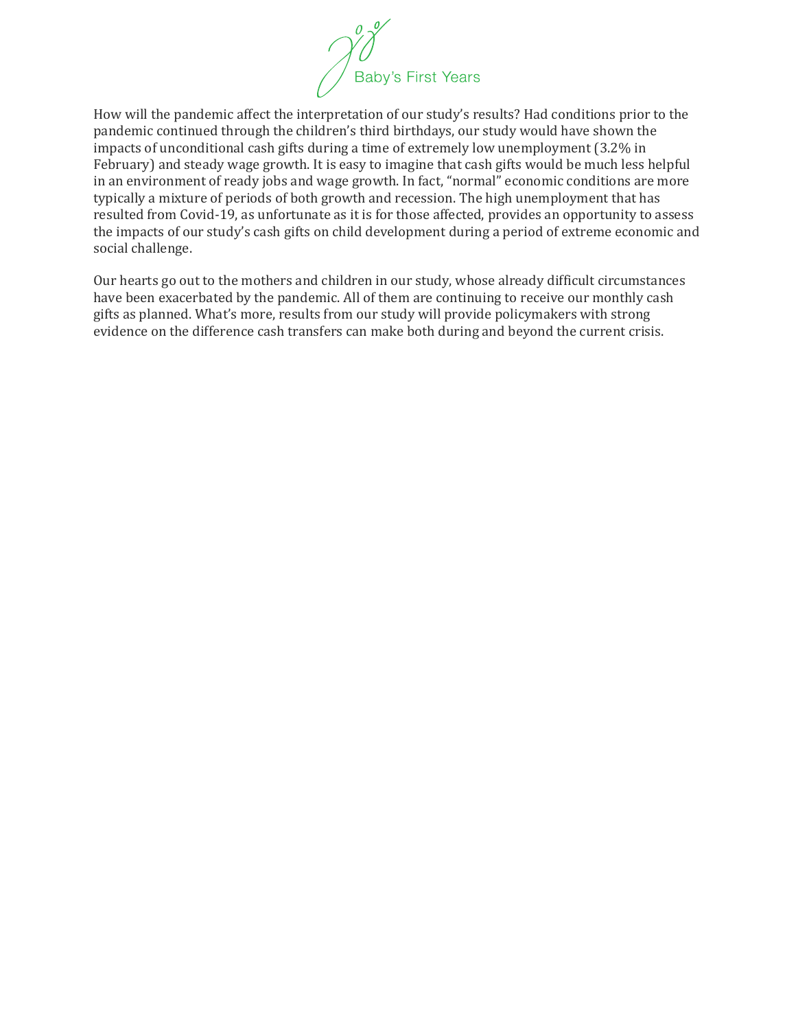How will the pandemic affect the interpretation of our study's results? Had conditions prior to the pandemic continued through the children's third birthdays, our study would have shown the impacts of unconditional cash gifts during a time of extremely low unemployment (3.2% in February) and steady wage growth. It is easy to imagine that cash gifts would be much less helpful in an environment of ready jobs and wage growth. In fact, "normal" economic conditions are more typically a mixture of periods of both growth and recession. The high unemployment that has resulted from Covid-19, as unfortunate as it is for those affected, provides an opportunity to assess the impacts of our study's cash gifts on child development during a period of extreme economic and social challenge.

Our hearts go out to the mothers and children in our study, whose already difficult circumstances have been exacerbated by the pandemic. All of them are continuing to receive our monthly cash gifts as planned. What's more, results from our study will provide policymakers with strong evidence on the difference cash transfers can make both during and beyond the current crisis.